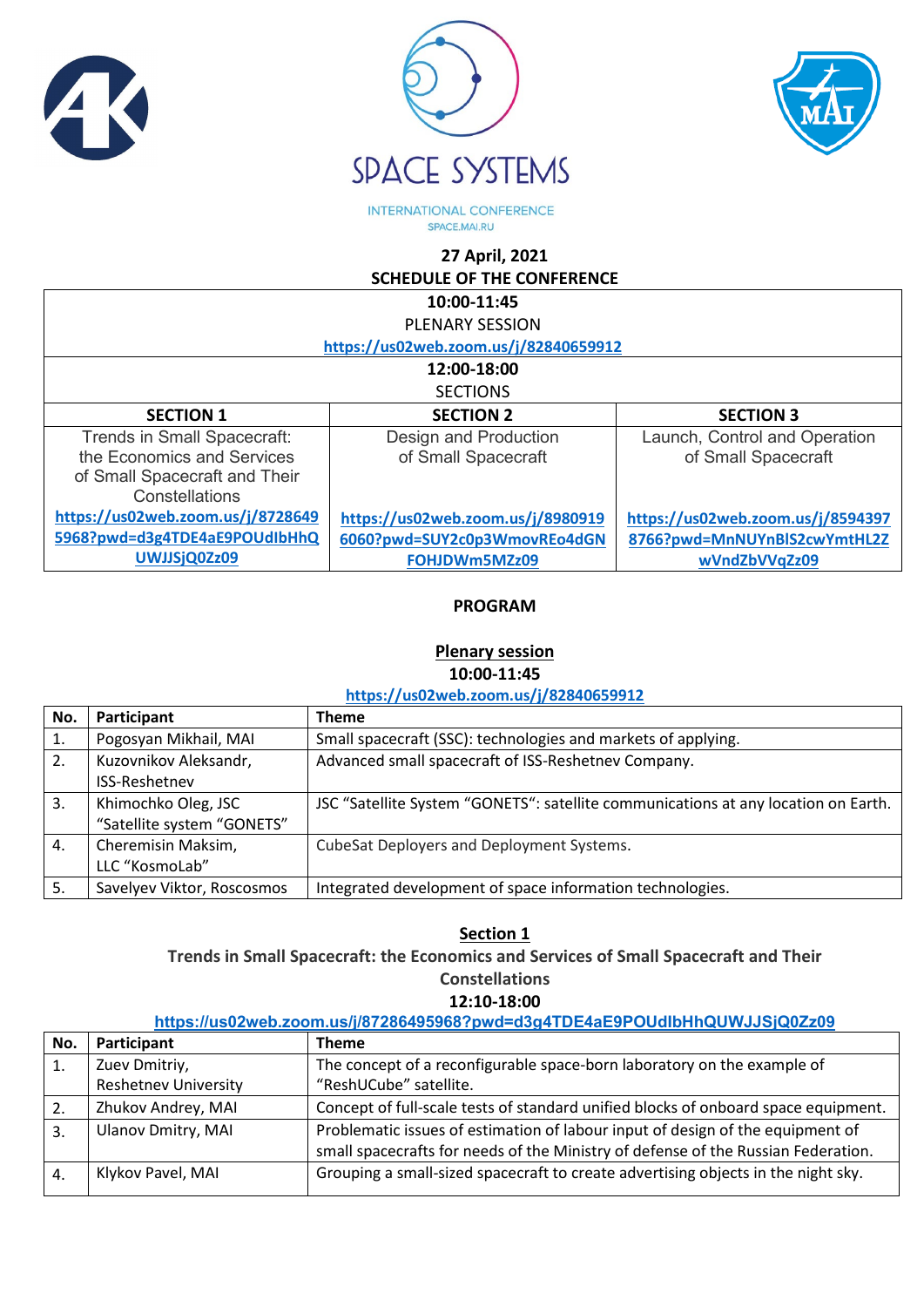SPACE SYSTEMS

INTERNATIONAL CONFERENCE

SPACE.MAI.RU

**27 April, 2021**

**SCHEDULE OF THE CONFERENCE**

| **10:00-11:45** PLENARY SESSION https://us02web.zoom.us/j/82840659912 | | |
|---|---|---|
| **12:00-18:00** SECTIONS | | |
| **SECTION 1** | **SECTION 2** | **SECTION 3** |
| Trends in Small Spacecraft: the Economics and Services of Small Spacecraft and Their Constellations | Design and Production of Small Spacecraft | Launch, Control and Operation of Small Spacecraft |
| https://us02web.zoom.us/j/87286495968?pwd=d3g4TDE4aE9POUdlbHhQUWJJSjQ0Zz09 | https://us02web.zoom.us/j/89809196060?pwd=SUY2c0p3WmovREo4dGNFOHJDWm5MZz09 | https://us02web.zoom.us/j/85943978766?pwd=MnNUYnBlS2cwYmtHL2ZwVndZbVVqZz09 |

**PROGRAM**

**Plenary session**

**10:00-11:45**

https://us02web.zoom.us/j/82840659912

| No. | Participant | Theme |
|---|---|---|
| 1. | Pogosyan Mikhail, MAI | Small spacecraft (SSC): technologies and markets of applying. |
| 2. | Kuzovnikov Aleksandr, ISS-Reshetnev | Advanced small spacecraft of ISS-Reshetnev Company. |
| 3. | Khimochko Oleg, JSC "Satellite system "GONETS" | JSC "Satellite System "GONETS": satellite communications at any location on Earth. |
| 4. | Cheremisin Maksim, LLC "KosmoLab" | CubeSat Deployers and Deployment Systems. |
| 5. | Savelyev Viktor, Roscosmos | Integrated development of space information technologies. |

**Section 1**

**Trends in Small Spacecraft: the Economics and Services of Small Spacecraft and Their Constellations**

**12:10-18:00**

https://us02web.zoom.us/j/87286495968?pwd=d3g4TDE4aE9POUdlbHhQUWJJSjQ0Zz09

| No. | Participant | Theme |
|---|---|---|
| 1. | Zuev Dmitriy, Reshetnev University | The concept of a reconfigurable space-born laboratory on the example of "ReshUCube" satellite. |
| 2. | Zhukov Andrey, MAI | Concept of full-scale tests of standard unified blocks of onboard space equipment. |
| 3. | Ulanov Dmitry, MAI | Problematic issues of estimation of labour input of design of the equipment of small spacecrafts for needs of the Ministry of defense of the Russian Federation. |
| 4. | Klykov Pavel, MAI | Grouping a small-sized spacecraft to create advertising objects in the night sky. |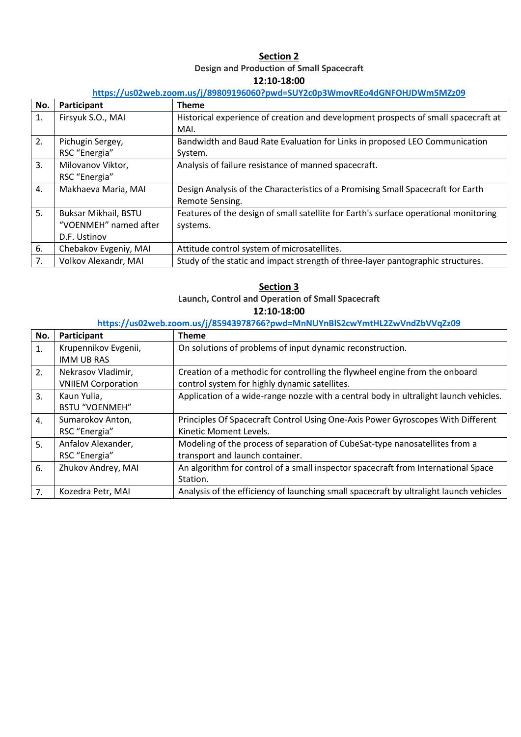## Section 2

**Design and Production of Small Spacecraft**

**12:10-18:00**

**https://us02web.zoom.us/j/89809196060?pwd=SUY2c0p3WmovREo4dGNFOHJDWm5MZz09**

| No. | Participant | Theme |
|---|---|---|
| 1. | Firsyuk S.O., MAI | Historical experience of creation and development prospects of small spacecraft at MAI. |
| 2. | Pichugin Sergey, RSC "Energia" | Bandwidth and Baud Rate Evaluation for Links in proposed LEO Communication System. |
| 3. | Milovanov Viktor, RSC "Energia" | Analysis of failure resistance of manned spacecraft. |
| 4. | Makhaeva Maria, MAI | Design Analysis of the Characteristics of a Promising Small Spacecraft for Earth Remote Sensing. |
| 5. | Buksar Mikhail, BSTU "VOENMEH" named after D.F. Ustinov | Features of the design of small satellite for Earth's surface operational monitoring systems. |
| 6. | Chebakov Evgeniy, MAI | Attitude control system of microsatellites. |
| 7. | Volkov Alexandr, MAI | Study of the static and impact strength of three-layer pantographic structures. |

## Section 3

**Launch, Control and Operation of Small Spacecraft**

**12:10-18:00**

**https://us02web.zoom.us/j/85943978766?pwd=MnNUYnBlS2cwYmtHL2ZwVndZbVVqZz09**

| No. | Participant | Theme |
|---|---|---|
| 1. | Krupennikov Evgenii, IMM UB RAS | On solutions of problems of input dynamic reconstruction. |
| 2. | Nekrasov Vladimir, VNIIEM Corporation | Creation of a methodic for controlling the flywheel engine from the onboard control system for highly dynamic satellites. |
| 3. | Kaun Yulia, BSTU "VOENMEH" | Application of a wide-range nozzle with a central body in ultralight launch vehicles. |
| 4. | Sumarokov Anton, RSC "Energia" | Principles Of Spacecraft Control Using One-Axis Power Gyroscopes With Different Kinetic Moment Levels. |
| 5. | Anfalov Alexander, RSC "Energia" | Modeling of the process of separation of CubeSat-type nanosatellites from a transport and launch container. |
| 6. | Zhukov Andrey, MAI | An algorithm for control of a small inspector spacecraft from International Space Station. |
| 7. | Kozedra Petr, MAI | Analysis of the efficiency of launching small spacecraft by ultralight launch vehicles |